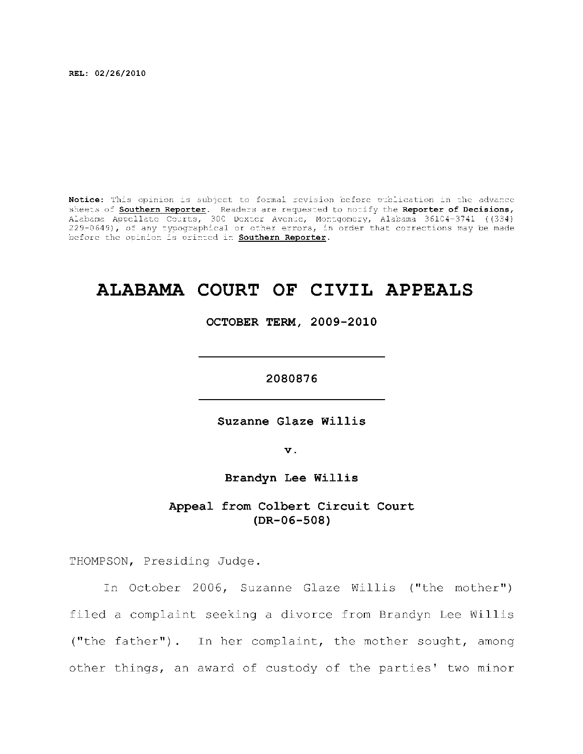REL: 02/26/2010

**Notice:** This opinion is subject to formal revision before publication in the advance sheets of **Southern Reporter**. Readers are requested to notify the **Reporter of Decisions**, Alabama Appellate Courts, 300 Dexter Avenue, Montgomery, Alabama 36104-3741 ((334) 229-0649), of any typographical or other errors, in order that corrections may be made before the opinion is printed in **Southern Reporter**.

# ALABAMA COURT OF CIVIL APPEALS

**OCTOBER TERM, 2009-2010**

---

**2080876**

---

**Suzanne Glaze Willis**

**v.**

**Brandyn Lee Willis**

**Appeal from Colbert Circuit Court (DR-06-508)**

THOMPSON, Presiding Judge.

In October 2006, Suzanne Glaze Willis ("the mother") filed a complaint seeking a divorce from Brandyn Lee Willis ("the father"). In her complaint, the mother sought, among other things, an award of custody of the parties' two minor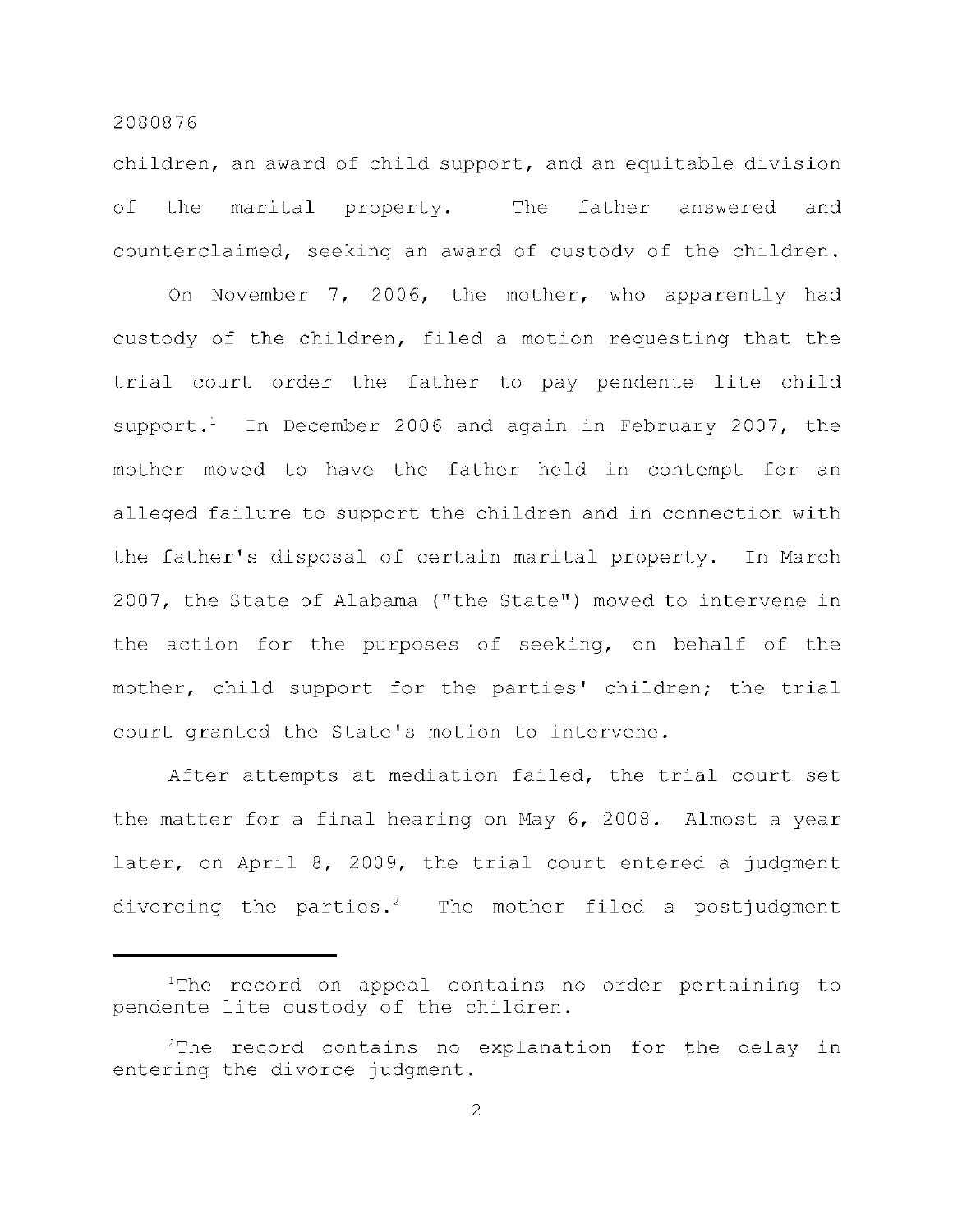children, an award of child support, and an equitable division of the marital property. The father answered and counterclaimed, seeking an award of custody of the children.

On November 7, 2006, the mother, who apparently had custody of the children, filed a motion requesting that the trial court order the father to pay pendente lite child support.[1] In December 2006 and again in February 2007, the mother moved to have the father held in contempt for an alleged failure to support the children and in connection with the father's disposal of certain marital property. In March 2007, the State of Alabama ("the State") moved to intervene in the action for the purposes of seeking, on behalf of the mother, child support for the parties' children; the trial court granted the State's motion to intervene.

After attempts at mediation failed, the trial court set the matter for a final hearing on May 6, 2008. Almost a year later, on April 8, 2009, the trial court entered a judgment divorcing the parties.[2] The mother filed a postjudgment

---

[1]The record on appeal contains no order pertaining to pendente lite custody of the children.

[2]The record contains no explanation for the delay in entering the divorce judgment.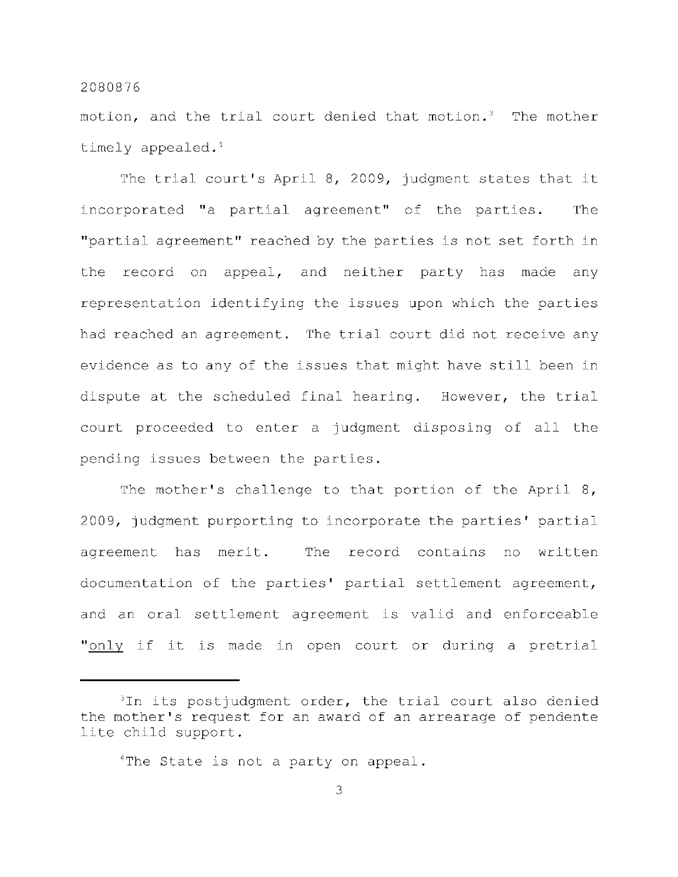motion, and the trial court denied that motion.[3] The mother timely appealed.[4]

The trial court's April 8, 2009, judgment states that it incorporated "a partial agreement" of the parties. The "partial agreement" reached by the parties is not set forth in the record on appeal, and neither party has made any representation identifying the issues upon which the parties had reached an agreement. The trial court did not receive any evidence as to any of the issues that might have still been in dispute at the scheduled final hearing. However, the trial court proceeded to enter a judgment disposing of all the pending issues between the parties.

The mother's challenge to that portion of the April 8, 2009, judgment purporting to incorporate the parties' partial agreement has merit. The record contains no written documentation of the parties' partial settlement agreement, and an oral settlement agreement is valid and enforceable "<u>only</u> if it is made in open court or during a pretrial

---

[3]In its postjudgment order, the trial court also denied the mother's request for an award of an arrearage of pendente lite child support.

[4]The State is not a party on appeal.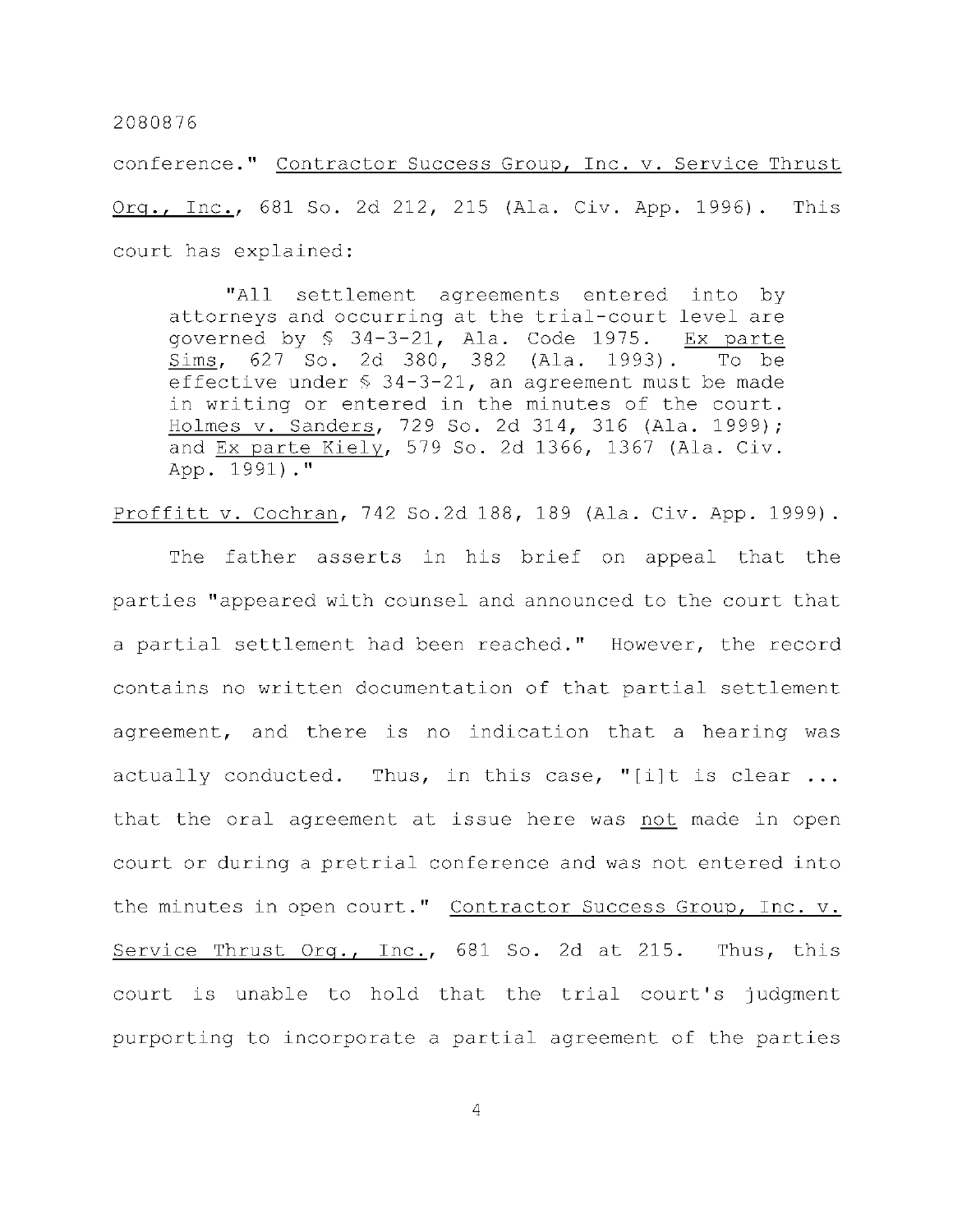conference." Contractor Success Group, Inc. v. Service Thrust Org., Inc., 681 So. 2d 212, 215 (Ala. Civ. App. 1996). This court has explained:

> "All settlement agreements entered into by attorneys and occurring at the trial-court level are governed by § 34-3-21, Ala. Code 1975. Ex parte Sims, 627 So. 2d 380, 382 (Ala. 1993). To be effective under § 34-3-21, an agreement must be made in writing or entered in the minutes of the court. Holmes v. Sanders, 729 So. 2d 314, 316 (Ala. 1999); and Ex parte Kiely, 579 So. 2d 1366, 1367 (Ala. Civ. App. 1991)."

Proffitt v. Cochran, 742 So.2d 188, 189 (Ala. Civ. App. 1999).

The father asserts in his brief on appeal that the parties "appeared with counsel and announced to the court that a partial settlement had been reached." However, the record contains no written documentation of that partial settlement agreement, and there is no indication that a hearing was actually conducted. Thus, in this case, "[i]t is clear ... that the oral agreement at issue here was not made in open court or during a pretrial conference and was not entered into the minutes in open court." Contractor Success Group, Inc. v. Service Thrust Org., Inc., 681 So. 2d at 215. Thus, this court is unable to hold that the trial court's judgment purporting to incorporate a partial agreement of the parties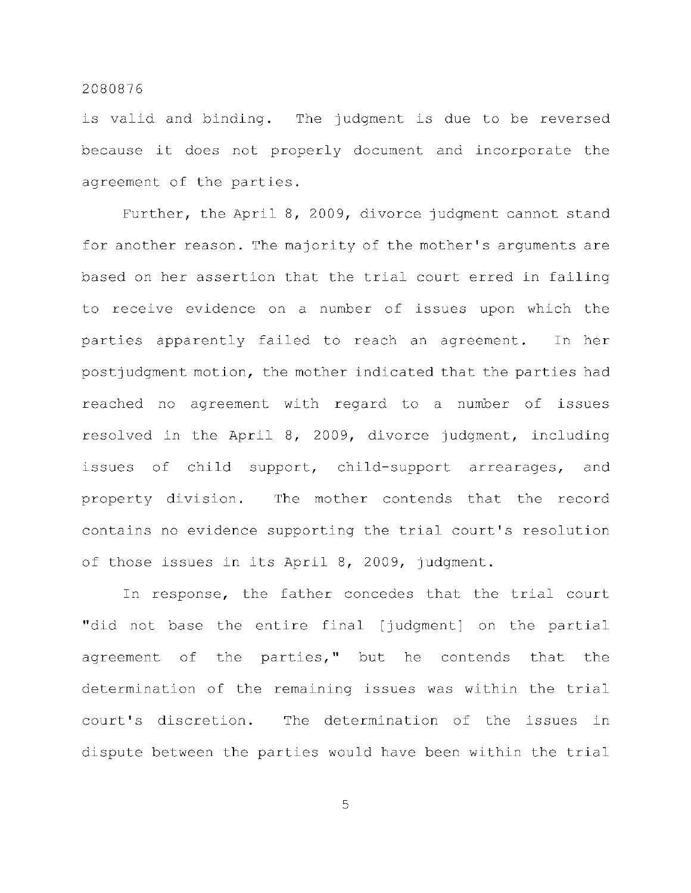is valid and binding. The judgment is due to be reversed because it does not properly document and incorporate the agreement of the parties.

Further, the April 8, 2009, divorce judgment cannot stand for another reason. The majority of the mother's arguments are based on her assertion that the trial court erred in failing to receive evidence on a number of issues upon which the parties apparently failed to reach an agreement. In her postjudgment motion, the mother indicated that the parties had reached no agreement with regard to a number of issues resolved in the April 8, 2009, divorce judgment, including issues of child support, child-support arrearages, and property division. The mother contends that the record contains no evidence supporting the trial court's resolution of those issues in its April 8, 2009, judgment.

In response, the father concedes that the trial court "did not base the entire final [judgment] on the partial agreement of the parties," but he contends that the determination of the remaining issues was within the trial court's discretion. The determination of the issues in dispute between the parties would have been within the trial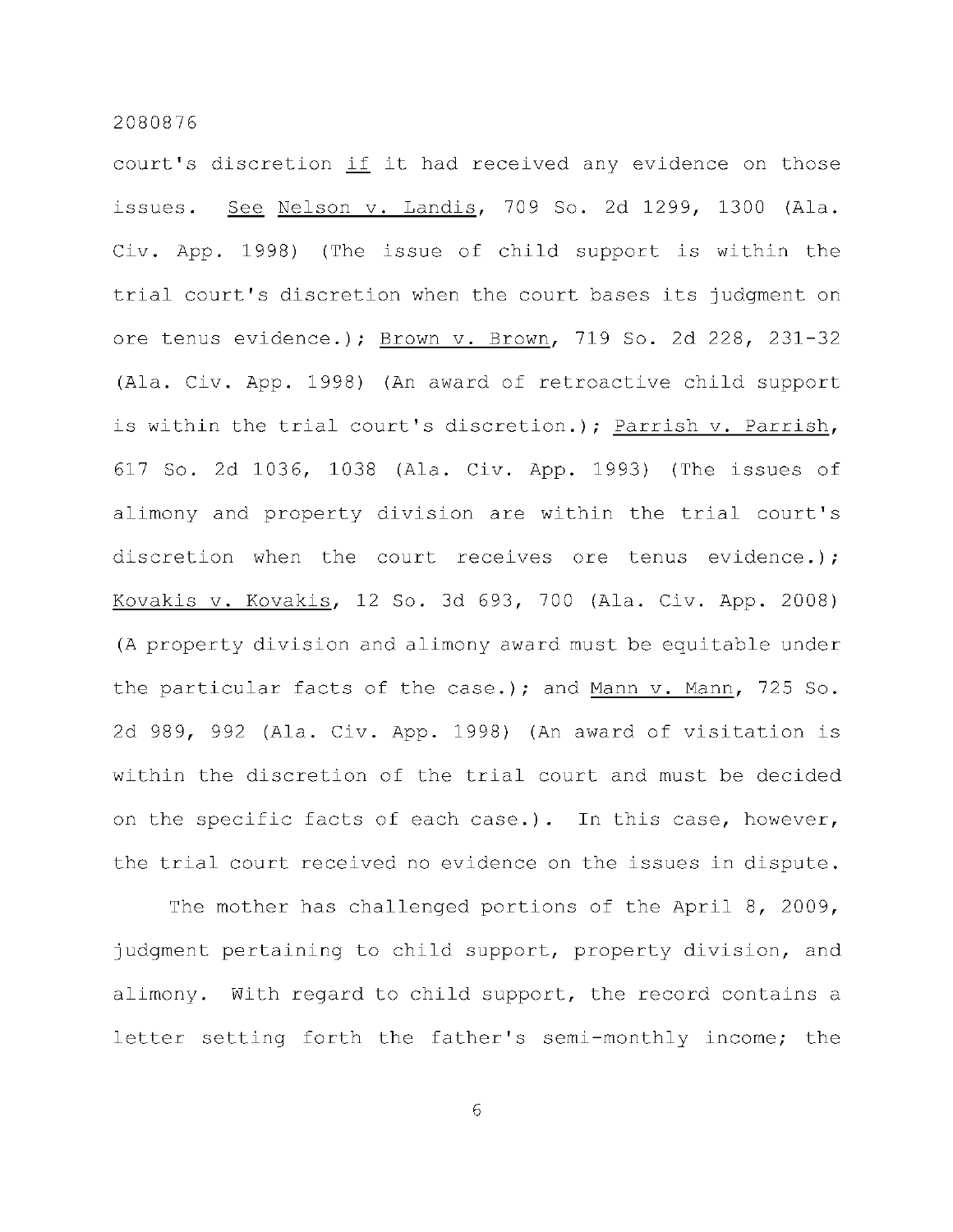court's discretion _if_ it had received any evidence on those issues. _See_ _Nelson v. Landis_, 709 So. 2d 1299, 1300 (Ala. Civ. App. 1998) (The issue of child support is within the trial court's discretion when the court bases its judgment on ore tenus evidence.); _Brown v. Brown_, 719 So. 2d 228, 231-32 (Ala. Civ. App. 1998) (An award of retroactive child support is within the trial court's discretion.); _Parrish v. Parrish_, 617 So. 2d 1036, 1038 (Ala. Civ. App. 1993) (The issues of alimony and property division are within the trial court's discretion when the court receives ore tenus evidence.); _Kovakis v. Kovakis_, 12 So. 3d 693, 700 (Ala. Civ. App. 2008) (A property division and alimony award must be equitable under the particular facts of the case.); and _Mann v. Mann_, 725 So. 2d 989, 992 (Ala. Civ. App. 1998) (An award of visitation is within the discretion of the trial court and must be decided on the specific facts of each case.). In this case, however, the trial court received no evidence on the issues in dispute.

The mother has challenged portions of the April 8, 2009, judgment pertaining to child support, property division, and alimony. With regard to child support, the record contains a letter setting forth the father's semi-monthly income; the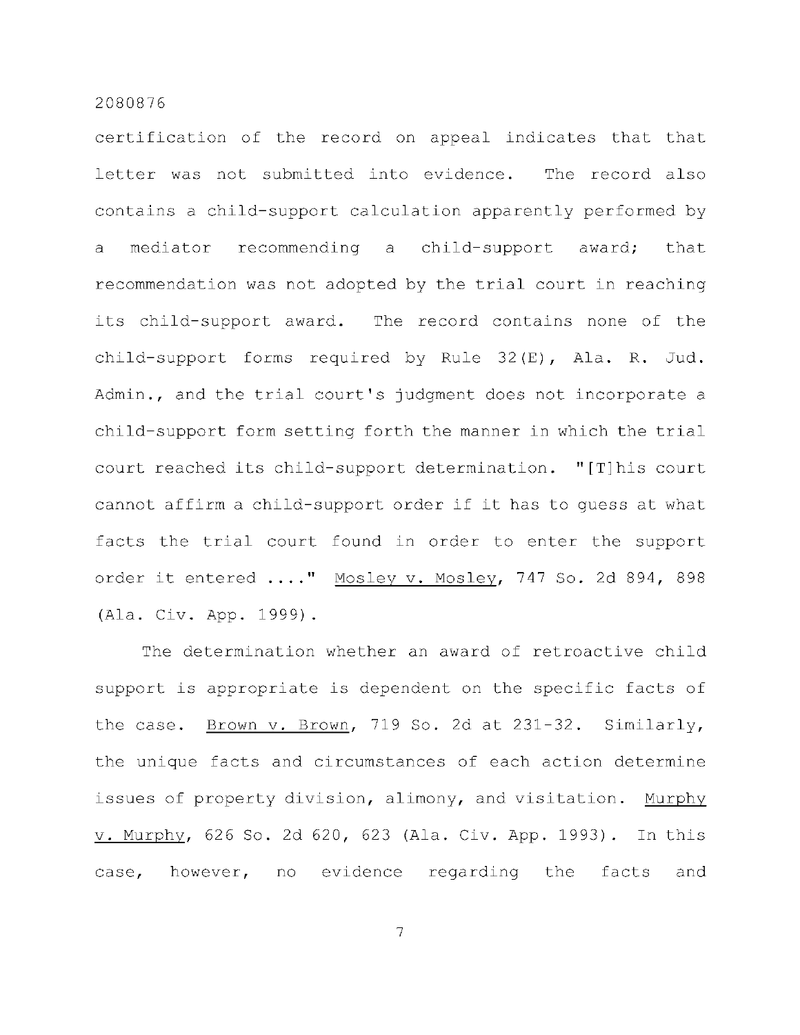certification of the record on appeal indicates that that letter was not submitted into evidence. The record also contains a child-support calculation apparently performed by a mediator recommending a child-support award; that recommendation was not adopted by the trial court in reaching its child-support award. The record contains none of the child-support forms required by Rule 32(E), Ala. R. Jud. Admin., and the trial court's judgment does not incorporate a child-support form setting forth the manner in which the trial court reached its child-support determination. "[T]his court cannot affirm a child-support order if it has to guess at what facts the trial court found in order to enter the support order it entered ...." Mosley v. Mosley, 747 So. 2d 894, 898 (Ala. Civ. App. 1999).

The determination whether an award of retroactive child support is appropriate is dependent on the specific facts of the case. Brown v. Brown, 719 So. 2d at 231-32. Similarly, the unique facts and circumstances of each action determine issues of property division, alimony, and visitation. Murphy v. Murphy, 626 So. 2d 620, 623 (Ala. Civ. App. 1993). In this case, however, no evidence regarding the facts and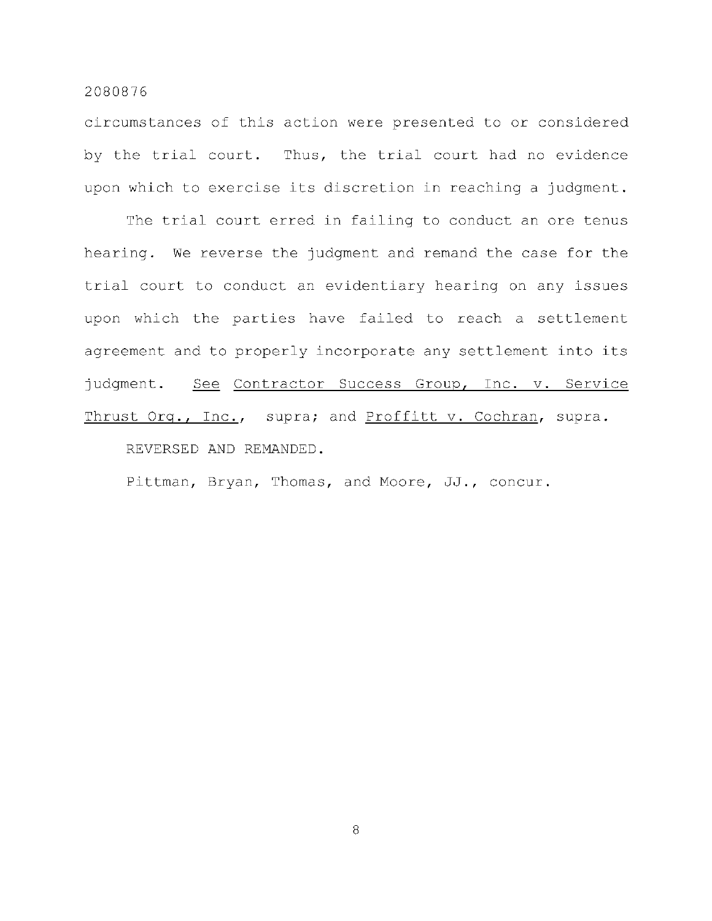circumstances of this action were presented to or considered by the trial court. Thus, the trial court had no evidence upon which to exercise its discretion in reaching a judgment.

The trial court erred in failing to conduct an ore tenus hearing. We reverse the judgment and remand the case for the trial court to conduct an evidentiary hearing on any issues upon which the parties have failed to reach a settlement agreement and to properly incorporate any settlement into its judgment. See Contractor Success Group, Inc. v. Service Thrust Org., Inc., supra; and Proffitt v. Cochran, supra.

REVERSED AND REMANDED.

Pittman, Bryan, Thomas, and Moore, JJ., concur.